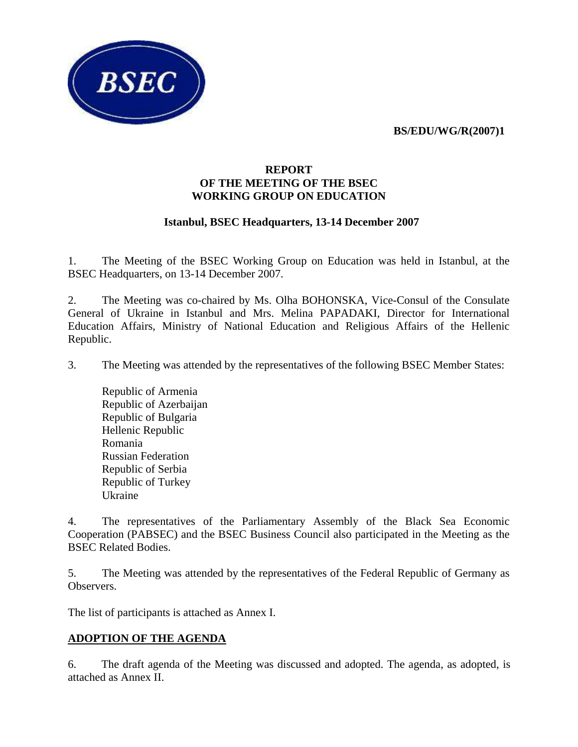**BS/EDU/WG/R(2007)1**

# REPORT
# OF THE MEETING OF THE BSEC WORKING GROUP ON EDUCATION

**Istanbul, BSEC Headquarters, 13-14 December 2007**

1. The Meeting of the BSEC Working Group on Education was held in Istanbul, at the BSEC Headquarters, on 13-14 December 2007.

2. The Meeting was co-chaired by Ms. Olha BOHONSKA, Vice-Consul of the Consulate General of Ukraine in Istanbul and Mrs. Melina PAPADAKI, Director for International Education Affairs, Ministry of National Education and Religious Affairs of the Hellenic Republic.

3. The Meeting was attended by the representatives of the following BSEC Member States:

   Republic of Armenia
   Republic of Azerbaijan
   Republic of Bulgaria
   Hellenic Republic
   Romania
   Russian Federation
   Republic of Serbia
   Republic of Turkey
   Ukraine

4. The representatives of the Parliamentary Assembly of the Black Sea Economic Cooperation (PABSEC) and the BSEC Business Council also participated in the Meeting as the BSEC Related Bodies.

5. The Meeting was attended by the representatives of the Federal Republic of Germany as Observers.

The list of participants is attached as Annex I.

## ADOPTION OF THE AGENDA

6. The draft agenda of the Meeting was discussed and adopted. The agenda, as adopted, is attached as Annex II.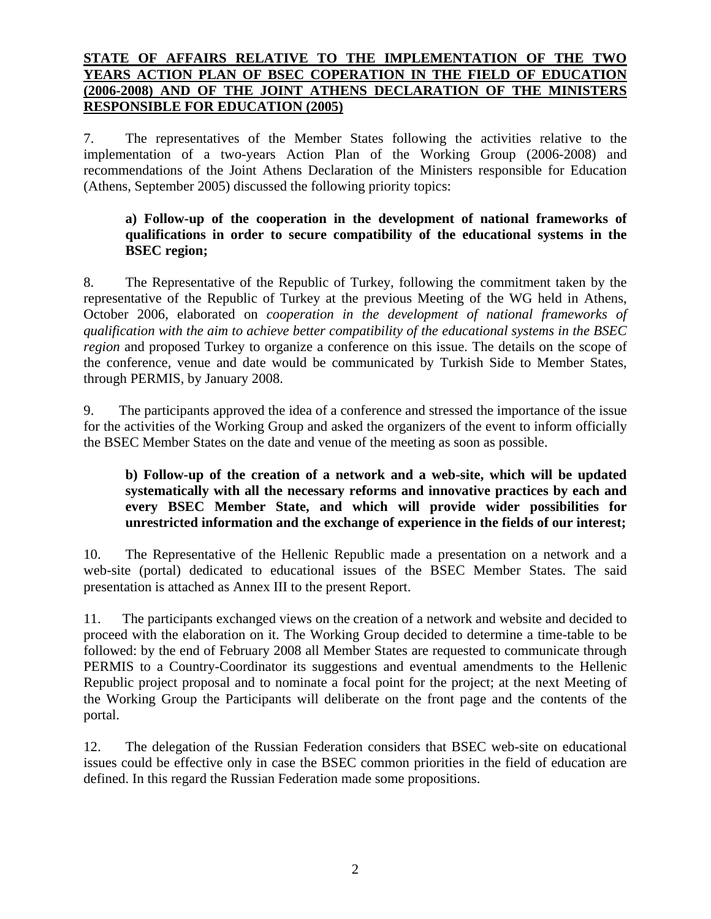**STATE OF AFFAIRS RELATIVE TO THE IMPLEMENTATION OF THE TWO YEARS ACTION PLAN OF BSEC COPERATION IN THE FIELD OF EDUCATION (2006-2008) AND OF THE JOINT ATHENS DECLARATION OF THE MINISTERS RESPONSIBLE FOR EDUCATION (2005)**

7. The representatives of the Member States following the activities relative to the implementation of a two-years Action Plan of the Working Group (2006-2008) and recommendations of the Joint Athens Declaration of the Ministers responsible for Education (Athens, September 2005) discussed the following priority topics:

**a) Follow-up of the cooperation in the development of national frameworks of qualifications in order to secure compatibility of the educational systems in the BSEC region;**

8. The Representative of the Republic of Turkey, following the commitment taken by the representative of the Republic of Turkey at the previous Meeting of the WG held in Athens, October 2006, elaborated on *cooperation in the development of national frameworks of qualification with the aim to achieve better compatibility of the educational systems in the BSEC region* and proposed Turkey to organize a conference on this issue. The details on the scope of the conference, venue and date would be communicated by Turkish Side to Member States, through PERMIS, by January 2008.

9. The participants approved the idea of a conference and stressed the importance of the issue for the activities of the Working Group and asked the organizers of the event to inform officially the BSEC Member States on the date and venue of the meeting as soon as possible.

**b) Follow-up of the creation of a network and a web-site, which will be updated systematically with all the necessary reforms and innovative practices by each and every BSEC Member State, and which will provide wider possibilities for unrestricted information and the exchange of experience in the fields of our interest;**

10. The Representative of the Hellenic Republic made a presentation on a network and a web-site (portal) dedicated to educational issues of the BSEC Member States. The said presentation is attached as Annex III to the present Report.

11. The participants exchanged views on the creation of a network and website and decided to proceed with the elaboration on it. The Working Group decided to determine a time-table to be followed: by the end of February 2008 all Member States are requested to communicate through PERMIS to a Country-Coordinator its suggestions and eventual amendments to the Hellenic Republic project proposal and to nominate a focal point for the project; at the next Meeting of the Working Group the Participants will deliberate on the front page and the contents of the portal.

12. The delegation of the Russian Federation considers that BSEC web-site on educational issues could be effective only in case the BSEC common priorities in the field of education are defined. In this regard the Russian Federation made some propositions.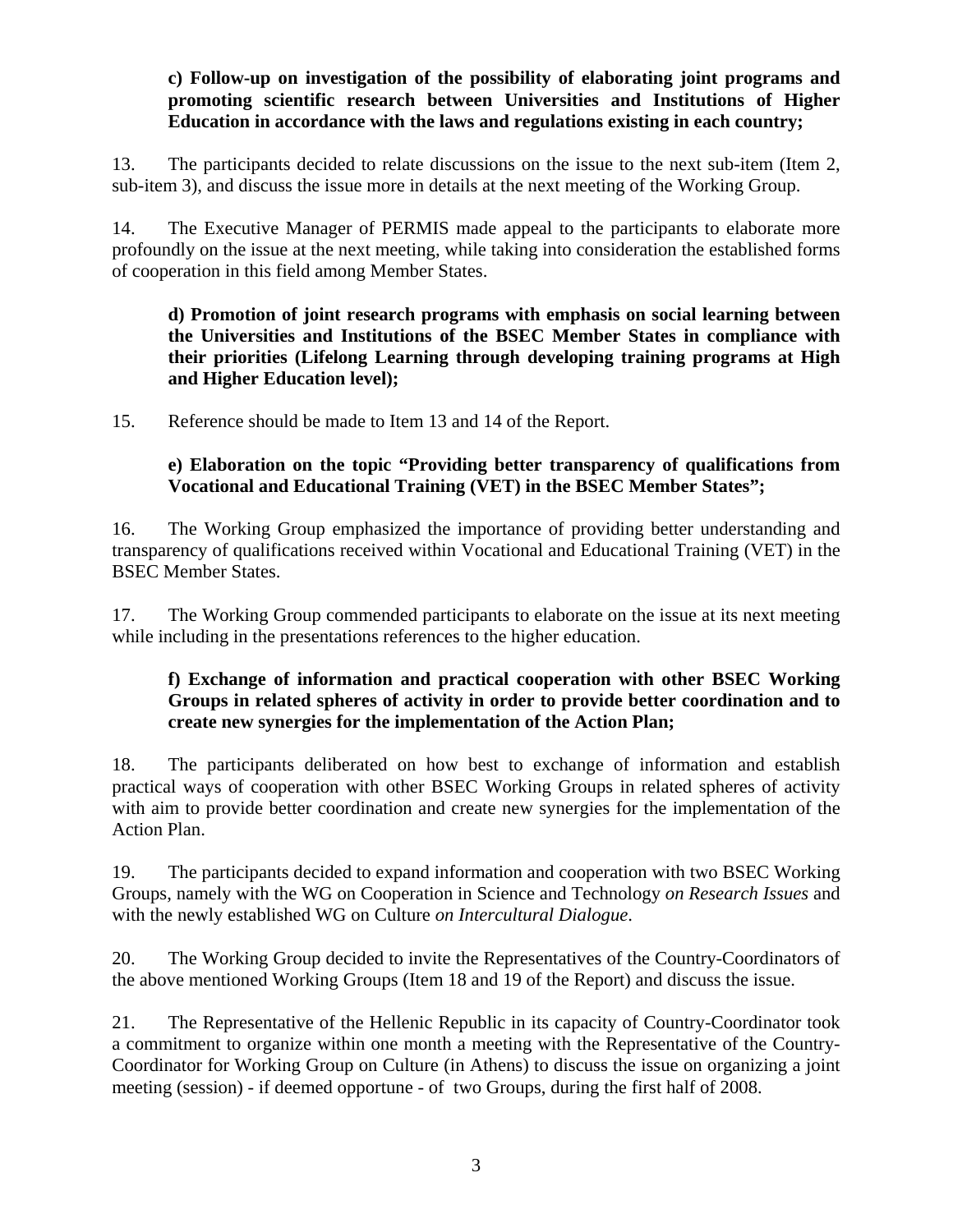**c) Follow-up on investigation of the possibility of elaborating joint programs and promoting scientific research between Universities and Institutions of Higher Education in accordance with the laws and regulations existing in each country;**

13. The participants decided to relate discussions on the issue to the next sub-item (Item 2, sub-item 3), and discuss the issue more in details at the next meeting of the Working Group.

14. The Executive Manager of PERMIS made appeal to the participants to elaborate more profoundly on the issue at the next meeting, while taking into consideration the established forms of cooperation in this field among Member States.

**d) Promotion of joint research programs with emphasis on social learning between the Universities and Institutions of the BSEC Member States in compliance with their priorities (Lifelong Learning through developing training programs at High and Higher Education level);**

15. Reference should be made to Item 13 and 14 of the Report.

**e) Elaboration on the topic "Providing better transparency of qualifications from Vocational and Educational Training (VET) in the BSEC Member States";**

16. The Working Group emphasized the importance of providing better understanding and transparency of qualifications received within Vocational and Educational Training (VET) in the BSEC Member States.

17. The Working Group commended participants to elaborate on the issue at its next meeting while including in the presentations references to the higher education.

**f) Exchange of information and practical cooperation with other BSEC Working Groups in related spheres of activity in order to provide better coordination and to create new synergies for the implementation of the Action Plan;**

18. The participants deliberated on how best to exchange of information and establish practical ways of cooperation with other BSEC Working Groups in related spheres of activity with aim to provide better coordination and create new synergies for the implementation of the Action Plan.

19. The participants decided to expand information and cooperation with two BSEC Working Groups, namely with the WG on Cooperation in Science and Technology *on Research Issues* and with the newly established WG on Culture *on Intercultural Dialogue*.

20. The Working Group decided to invite the Representatives of the Country-Coordinators of the above mentioned Working Groups (Item 18 and 19 of the Report) and discuss the issue.

21. The Representative of the Hellenic Republic in its capacity of Country-Coordinator took a commitment to organize within one month a meeting with the Representative of the Country-Coordinator for Working Group on Culture (in Athens) to discuss the issue on organizing a joint meeting (session) - if deemed opportune - of two Groups, during the first half of 2008.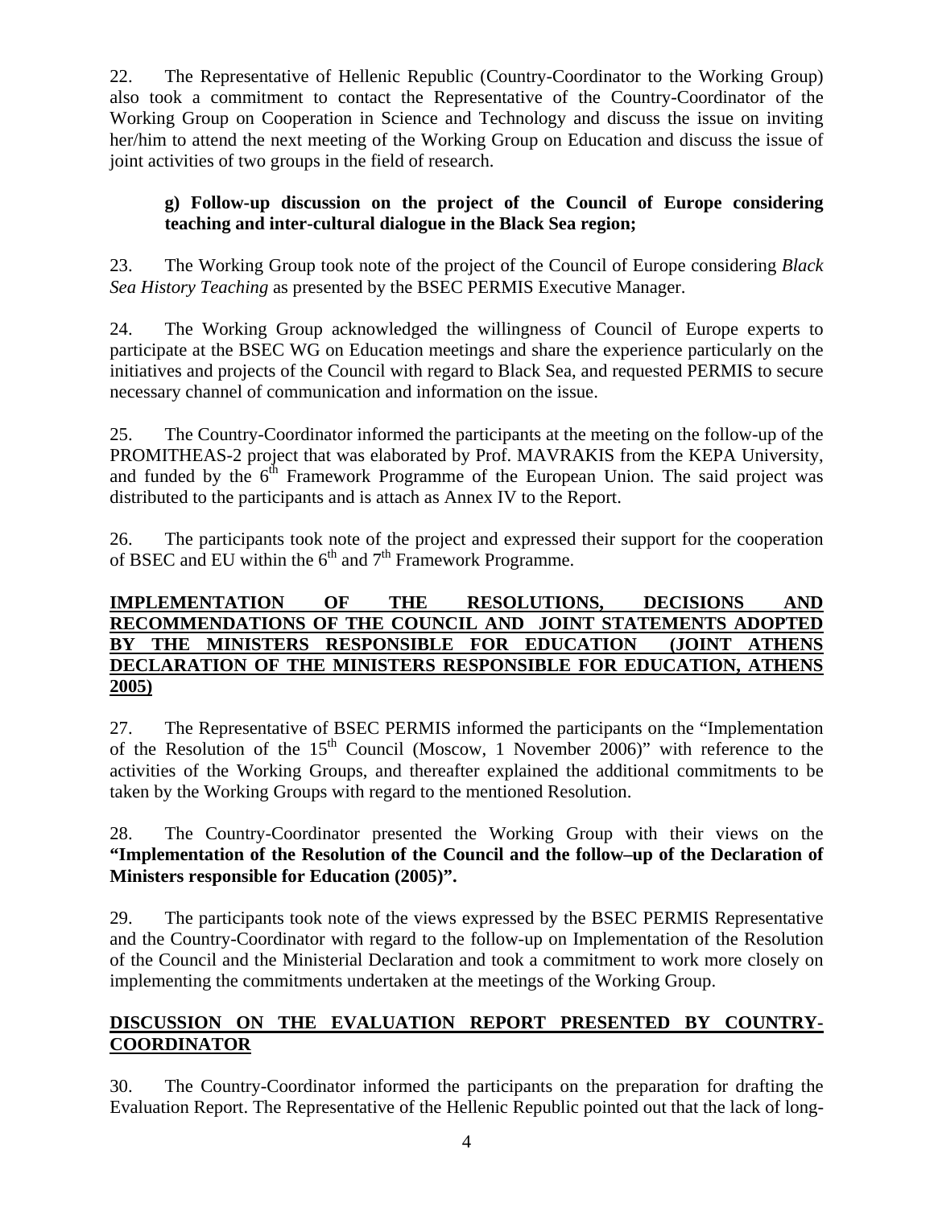22. The Representative of Hellenic Republic (Country-Coordinator to the Working Group) also took a commitment to contact the Representative of the Country-Coordinator of the Working Group on Cooperation in Science and Technology and discuss the issue on inviting her/him to attend the next meeting of the Working Group on Education and discuss the issue of joint activities of two groups in the field of research.

**g) Follow-up discussion on the project of the Council of Europe considering teaching and inter-cultural dialogue in the Black Sea region;**

23. The Working Group took note of the project of the Council of Europe considering *Black Sea History Teaching* as presented by the BSEC PERMIS Executive Manager.

24. The Working Group acknowledged the willingness of Council of Europe experts to participate at the BSEC WG on Education meetings and share the experience particularly on the initiatives and projects of the Council with regard to Black Sea, and requested PERMIS to secure necessary channel of communication and information on the issue.

25. The Country-Coordinator informed the participants at the meeting on the follow-up of the PROMITHEAS-2 project that was elaborated by Prof. MAVRAKIS from the KEPA University, and funded by the 6th Framework Programme of the European Union. The said project was distributed to the participants and is attach as Annex IV to the Report.

26. The participants took note of the project and expressed their support for the cooperation of BSEC and EU within the 6th and 7th Framework Programme.

## IMPLEMENTATION OF THE RESOLUTIONS, DECISIONS AND RECOMMENDATIONS OF THE COUNCIL AND JOINT STATEMENTS ADOPTED BY THE MINISTERS RESPONSIBLE FOR EDUCATION (JOINT ATHENS DECLARATION OF THE MINISTERS RESPONSIBLE FOR EDUCATION, ATHENS 2005)

27. The Representative of BSEC PERMIS informed the participants on the "Implementation of the Resolution of the 15th Council (Moscow, 1 November 2006)" with reference to the activities of the Working Groups, and thereafter explained the additional commitments to be taken by the Working Groups with regard to the mentioned Resolution.

28. The Country-Coordinator presented the Working Group with their views on the **"Implementation of the Resolution of the Council and the follow–up of the Declaration of Ministers responsible for Education (2005)".**

29. The participants took note of the views expressed by the BSEC PERMIS Representative and the Country-Coordinator with regard to the follow-up on Implementation of the Resolution of the Council and the Ministerial Declaration and took a commitment to work more closely on implementing the commitments undertaken at the meetings of the Working Group.

## DISCUSSION ON THE EVALUATION REPORT PRESENTED BY COUNTRY-COORDINATOR

30. The Country-Coordinator informed the participants on the preparation for drafting the Evaluation Report. The Representative of the Hellenic Republic pointed out that the lack of long-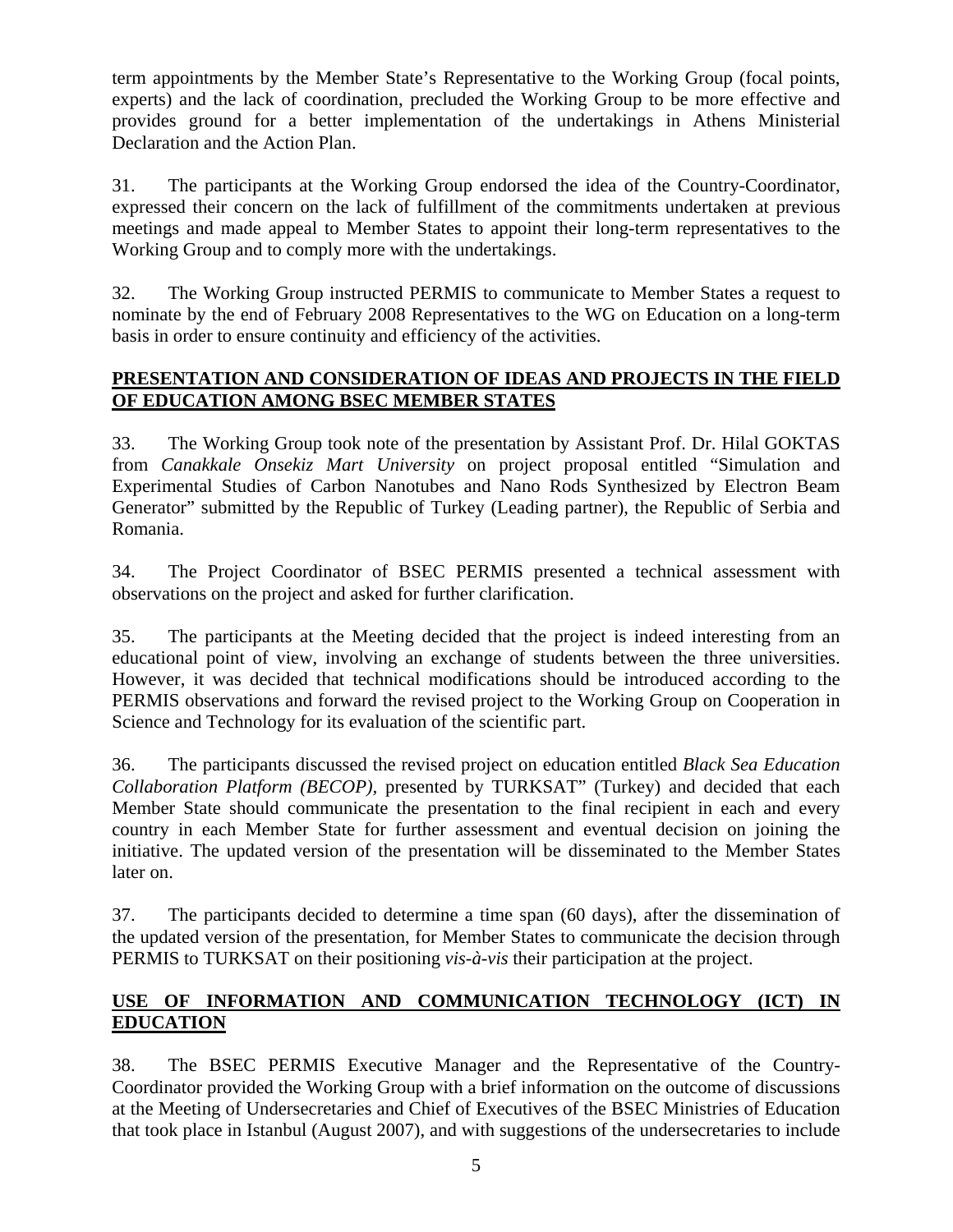term appointments by the Member State's Representative to the Working Group (focal points, experts) and the lack of coordination, precluded the Working Group to be more effective and provides ground for a better implementation of the undertakings in Athens Ministerial Declaration and the Action Plan.

31. The participants at the Working Group endorsed the idea of the Country-Coordinator, expressed their concern on the lack of fulfillment of the commitments undertaken at previous meetings and made appeal to Member States to appoint their long-term representatives to the Working Group and to comply more with the undertakings.

32. The Working Group instructed PERMIS to communicate to Member States a request to nominate by the end of February 2008 Representatives to the WG on Education on a long-term basis in order to ensure continuity and efficiency of the activities.

**PRESENTATION AND CONSIDERATION OF IDEAS AND PROJECTS IN THE FIELD OF EDUCATION AMONG BSEC MEMBER STATES**

33. The Working Group took note of the presentation by Assistant Prof. Dr. Hilal GOKTAS from *Canakkale Onsekiz Mart University* on project proposal entitled "Simulation and Experimental Studies of Carbon Nanotubes and Nano Rods Synthesized by Electron Beam Generator" submitted by the Republic of Turkey (Leading partner), the Republic of Serbia and Romania.

34. The Project Coordinator of BSEC PERMIS presented a technical assessment with observations on the project and asked for further clarification.

35. The participants at the Meeting decided that the project is indeed interesting from an educational point of view, involving an exchange of students between the three universities. However, it was decided that technical modifications should be introduced according to the PERMIS observations and forward the revised project to the Working Group on Cooperation in Science and Technology for its evaluation of the scientific part.

36. The participants discussed the revised project on education entitled *Black Sea Education Collaboration Platform (BECOP)*, presented by TURKSAT" (Turkey) and decided that each Member State should communicate the presentation to the final recipient in each and every country in each Member State for further assessment and eventual decision on joining the initiative. The updated version of the presentation will be disseminated to the Member States later on.

37. The participants decided to determine a time span (60 days), after the dissemination of the updated version of the presentation, for Member States to communicate the decision through PERMIS to TURKSAT on their positioning *vis-à-vis* their participation at the project.

**USE OF INFORMATION AND COMMUNICATION TECHNOLOGY (ICT) IN EDUCATION**

38. The BSEC PERMIS Executive Manager and the Representative of the Country-Coordinator provided the Working Group with a brief information on the outcome of discussions at the Meeting of Undersecretaries and Chief of Executives of the BSEC Ministries of Education that took place in Istanbul (August 2007), and with suggestions of the undersecretaries to include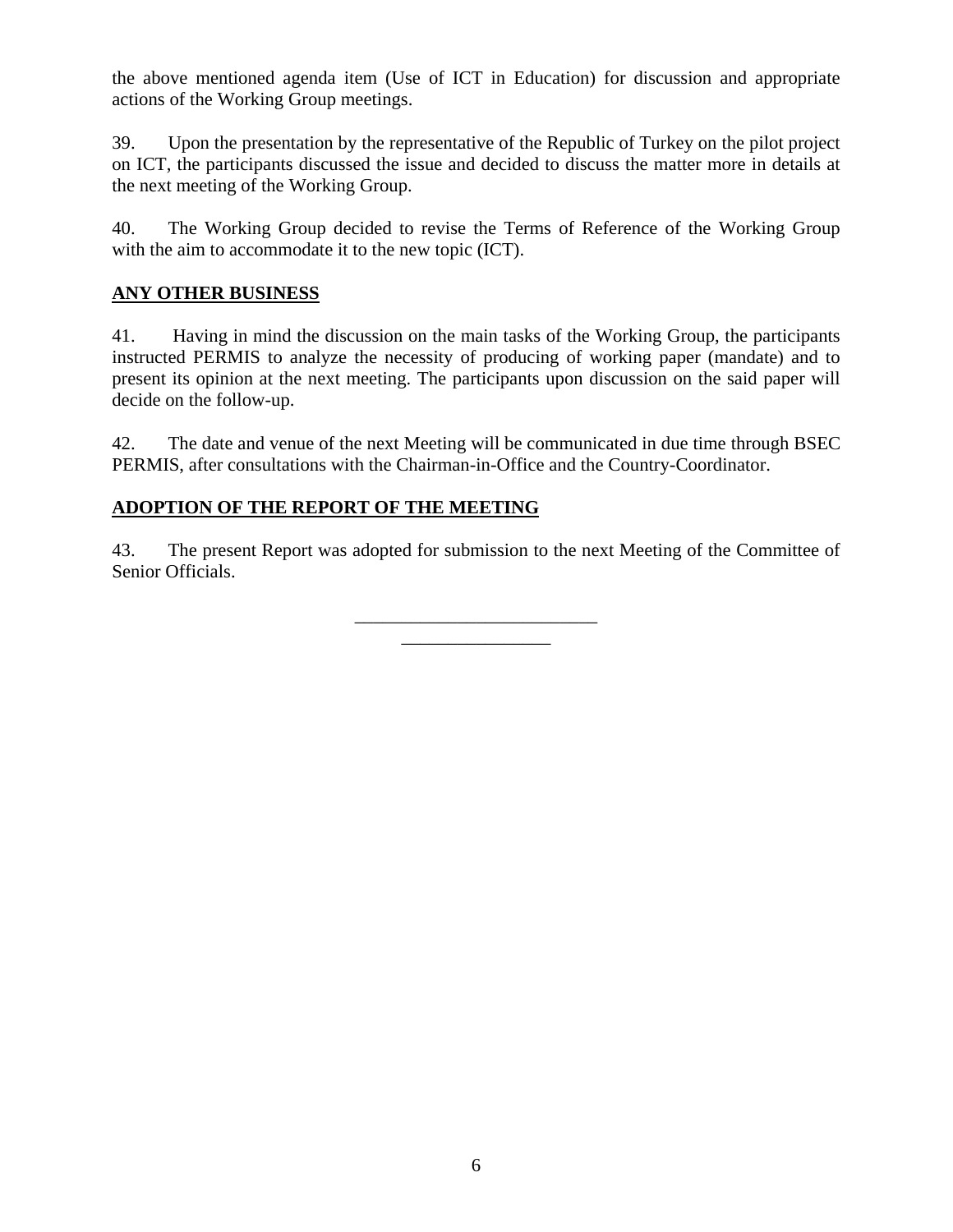the above mentioned agenda item (Use of ICT in Education) for discussion and appropriate actions of the Working Group meetings.

39. Upon the presentation by the representative of the Republic of Turkey on the pilot project on ICT, the participants discussed the issue and decided to discuss the matter more in details at the next meeting of the Working Group.

40. The Working Group decided to revise the Terms of Reference of the Working Group with the aim to accommodate it to the new topic (ICT).

## ANY OTHER BUSINESS

41. Having in mind the discussion on the main tasks of the Working Group, the participants instructed PERMIS to analyze the necessity of producing of working paper (mandate) and to present its opinion at the next meeting. The participants upon discussion on the said paper will decide on the follow-up.

42. The date and venue of the next Meeting will be communicated in due time through BSEC PERMIS, after consultations with the Chairman-in-Office and the Country-Coordinator.

## ADOPTION OF THE REPORT OF THE MEETING

43. The present Report was adopted for submission to the next Meeting of the Committee of Senior Officials.